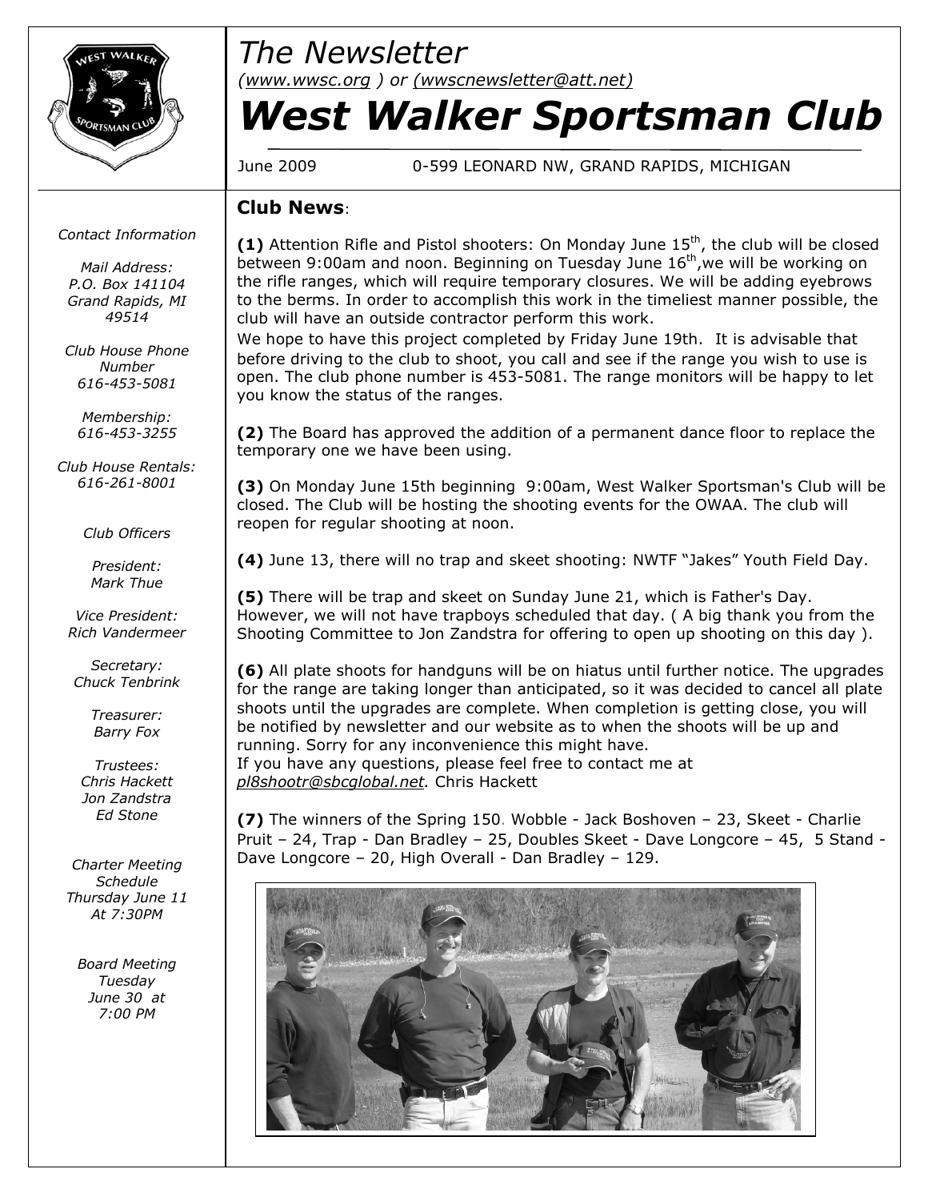# The Newsletter

*(www.wwsc.org ) or (wwscnewsletter@att.net)*

# *West Walker Sportsman Club*

June 2009 — 0-599 LEONARD NW, GRAND RAPIDS, MICHIGAN

*Contact Information*

*Mail Address:*
*P.O. Box 141104*
*Grand Rapids, MI 49514*

*Club House Phone Number*
*616-453-5081*

*Membership:*
*616-453-3255*

*Club House Rentals:*
*616-261-8001*

*Club Officers*

*President:*
*Mark Thue*

*Vice President:*
*Rich Vandermeer*

*Secretary:*
*Chuck Tenbrink*

*Treasurer:*
*Barry Fox*

*Trustees:*
*Chris Hackett*
*Jon Zandstra*
*Ed Stone*

*Charter Meeting Schedule*
*Thursday June 11*
*At 7:30PM*

*Board Meeting*
*Tuesday*
*June 30 at*
*7:00 PM*

## Club News:

**(1)** Attention Rifle and Pistol shooters: On Monday June 15th, the club will be closed between 9:00am and noon. Beginning on Tuesday June 16th, we will be working on the rifle ranges, which will require temporary closures. We will be adding eyebrows to the berms. In order to accomplish this work in the timeliest manner possible, the club will have an outside contractor perform this work.
We hope to have this project completed by Friday June 19th. It is advisable that before driving to the club to shoot, you call and see if the range you wish to use is open. The club phone number is 453-5081. The range monitors will be happy to let you know the status of the ranges.

**(2)** The Board has approved the addition of a permanent dance floor to replace the temporary one we have been using.

**(3)** On Monday June 15th beginning 9:00am, West Walker Sportsman's Club will be closed. The Club will be hosting the shooting events for the OWAA. The club will reopen for regular shooting at noon.

**(4)** June 13, there will no trap and skeet shooting: NWTF "Jakes" Youth Field Day.

**(5)** There will be trap and skeet on Sunday June 21, which is Father's Day. However, we will not have trapboys scheduled that day. ( A big thank you from the Shooting Committee to Jon Zandstra for offering to open up shooting on this day ).

**(6)** All plate shoots for handguns will be on hiatus until further notice. The upgrades for the range are taking longer than anticipated, so it was decided to cancel all plate shoots until the upgrades are complete. When completion is getting close, you will be notified by newsletter and our website as to when the shoots will be up and running. Sorry for any inconvenience this might have.
If you have any questions, please feel free to contact me at *pl8shootr@sbcglobal.net.* Chris Hackett

**(7)** The winners of the Spring 150. Wobble - Jack Boshoven – 23, Skeet - Charlie Pruit – 24, Trap - Dan Bradley – 25, Doubles Skeet - Dave Longcore – 45, 5 Stand - Dave Longcore – 20, High Overall - Dan Bradley – 129.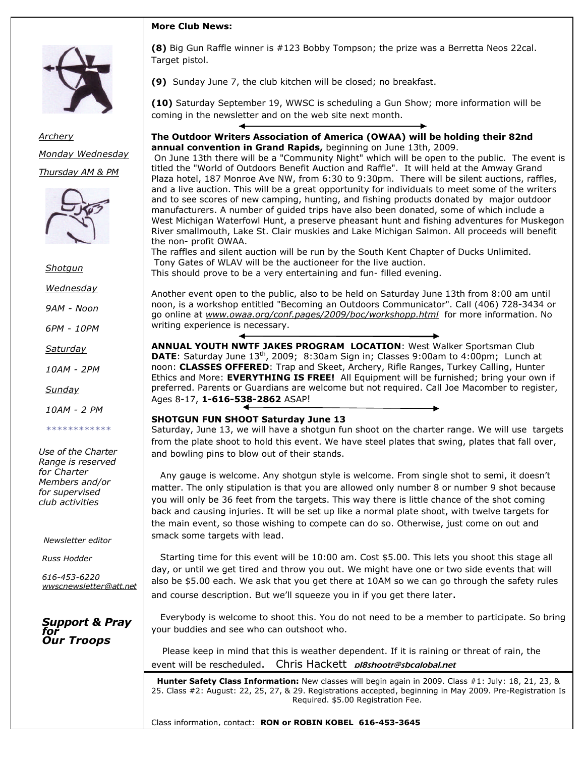*Archery*

*Monday Wednesday*

*Thursday AM & PM*

*Shotgun*

*Wednesday*

*9AM - Noon*

*6PM - 10PM*

*Saturday*

*10AM - 2PM*

*Sunday*

*10AM - 2 PM*

\*\*\*\*\*\*\*\*\*\*\*\*

*Use of the Charter Range is reserved for Charter Members and/or for supervised club activities*

*Newsletter editor*

*Russ Hodder*

*616-453-6220*
*wwscnewsletter@att.net*

***Support & Pray for Our Troops***

**More Club News:**

**(8)** Big Gun Raffle winner is #123 Bobby Tompson; the prize was a Berretta Neos 22cal. Target pistol.

**(9)** Sunday June 7, the club kitchen will be closed; no breakfast.

**(10)** Saturday September 19, WWSC is scheduling a Gun Show; more information will be coming in the newsletter and on the web site next month.

**The Outdoor Writers Association of America (OWAA) will be holding their 82nd annual convention in Grand Rapids,** beginning on June 13th, 2009.

On June 13th there will be a "Community Night" which will be open to the public. The event is titled the "World of Outdoors Benefit Auction and Raffle". It will held at the Amway Grand Plaza hotel, 187 Monroe Ave NW, from 6:30 to 9:30pm. There will be silent auctions, raffles, and a live auction. This will be a great opportunity for individuals to meet some of the writers and to see scores of new camping, hunting, and fishing products donated by major outdoor manufacturers. A number of guided trips have also been donated, some of which include a West Michigan Waterfowl Hunt, a preserve pheasant hunt and fishing adventures for Muskegon River smallmouth, Lake St. Clair muskies and Lake Michigan Salmon. All proceeds will benefit the non- profit OWAA.

The raffles and silent auction will be run by the South Kent Chapter of Ducks Unlimited.

Tony Gates of WLAV will be the auctioneer for the live auction.

This should prove to be a very entertaining and fun- filled evening.

Another event open to the public, also to be held on Saturday June 13th from 8:00 am until noon, is a workshop entitled "Becoming an Outdoors Communicator". Call (406) 728-3434 or go online at *www.owaa.org/conf.pages/2009/boc/workshopp.html* for more information. No writing experience is necessary.

**ANNUAL YOUTH NWTF JAKES PROGRAM LOCATION**: West Walker Sportsman Club **DATE**: Saturday June 13th, 2009; 8:30am Sign in; Classes 9:00am to 4:00pm; Lunch at noon: **CLASSES OFFERED**: Trap and Skeet, Archery, Rifle Ranges, Turkey Calling, Hunter Ethics and More: **EVERYTHING IS FREE!** All Equipment will be furnished; bring your own if preferred. Parents or Guardians are welcome but not required. Call Joe Macomber to register, Ages 8-17, **1-616-538-2862** ASAP!

**SHOTGUN FUN SHOOT Saturday June 13**

Saturday, June 13, we will have a shotgun fun shoot on the charter range. We will use targets from the plate shoot to hold this event. We have steel plates that swing, plates that fall over, and bowling pins to blow out of their stands.

Any gauge is welcome. Any shotgun style is welcome. From single shot to semi, it doesn't matter. The only stipulation is that you are allowed only number 8 or number 9 shot because you will only be 36 feet from the targets. This way there is little chance of the shot coming back and causing injuries. It will be set up like a normal plate shoot, with twelve targets for the main event, so those wishing to compete can do so. Otherwise, just come on out and smack some targets with lead.

Starting time for this event will be 10:00 am. Cost $5.00. This lets you shoot this stage all day, or until we get tired and throw you out. We might have one or two side events that will also be $5.00 each. We ask that you get there at 10AM so we can go through the safety rules and course description. But we'll squeeze you in if you get there later.

Everybody is welcome to shoot this. You do not need to be a member to participate. So bring your buddies and see who can outshoot who.

Please keep in mind that this is weather dependent. If it is raining or threat of rain, the event will be rescheduled. Chris Hackett ***pl8shootr@sbcglobal.net***

**Hunter Safety Class Information:** New classes will begin again in 2009. Class #1: July: 18, 21, 23, & 25. Class #2: August: 22, 25, 27, & 29. Registrations accepted, beginning in May 2009. Pre-Registration Is Required. $5.00 Registration Fee.

Class information, contact: **RON or ROBIN KOBEL 616-453-3645**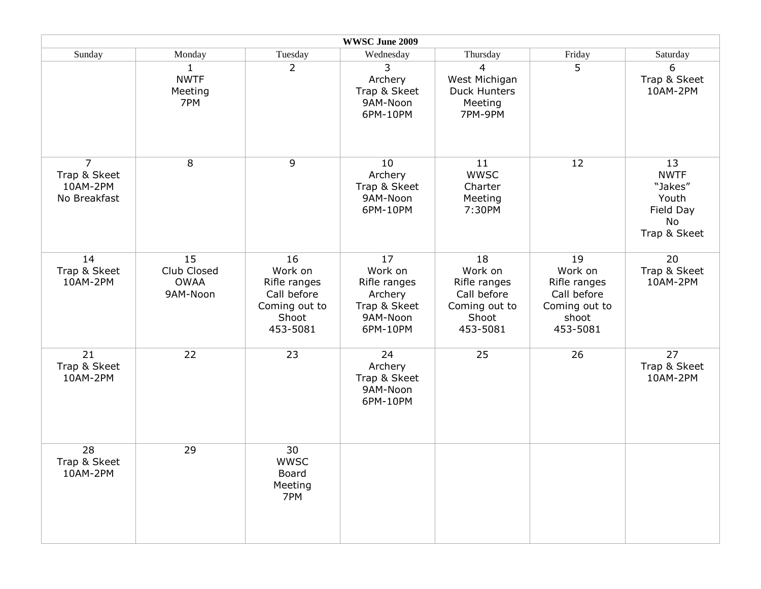| WWSC June 2009 | | | | | | |
|---|---|---|---|---|---|---|
| Sunday | Monday | Tuesday | Wednesday | Thursday | Friday | Saturday |
| | 1<br>NWTF<br>Meeting<br>7PM | 2 | 3<br>Archery<br>Trap & Skeet<br>9AM-Noon<br>6PM-10PM | 4<br>West Michigan<br>Duck Hunters<br>Meeting<br>7PM-9PM | 5 | 6<br>Trap & Skeet<br>10AM-2PM |
| 7<br>Trap & Skeet<br>10AM-2PM<br>No Breakfast | 8 | 9 | 10<br>Archery<br>Trap & Skeet<br>9AM-Noon<br>6PM-10PM | 11<br>WWSC<br>Charter<br>Meeting<br>7:30PM | 12 | 13<br>NWTF<br>"Jakes"<br>Youth<br>Field Day<br>No<br>Trap & Skeet |
| 14<br>Trap & Skeet<br>10AM-2PM | 15<br>Club Closed<br>OWAA<br>9AM-Noon | 16<br>Work on<br>Rifle ranges<br>Call before<br>Coming out to<br>Shoot<br>453-5081 | 17<br>Work on<br>Rifle ranges<br>Archery<br>Trap & Skeet<br>9AM-Noon<br>6PM-10PM | 18<br>Work on<br>Rifle ranges<br>Call before<br>Coming out to<br>Shoot<br>453-5081 | 19<br>Work on<br>Rifle ranges<br>Call before<br>Coming out to<br>shoot<br>453-5081 | 20<br>Trap & Skeet<br>10AM-2PM |
| 21<br>Trap & Skeet<br>10AM-2PM | 22 | 23 | 24<br>Archery<br>Trap & Skeet<br>9AM-Noon<br>6PM-10PM | 25 | 26 | 27<br>Trap & Skeet<br>10AM-2PM |
| 28<br>Trap & Skeet<br>10AM-2PM | 29 | 30<br>WWSC<br>Board<br>Meeting<br>7PM | | | | |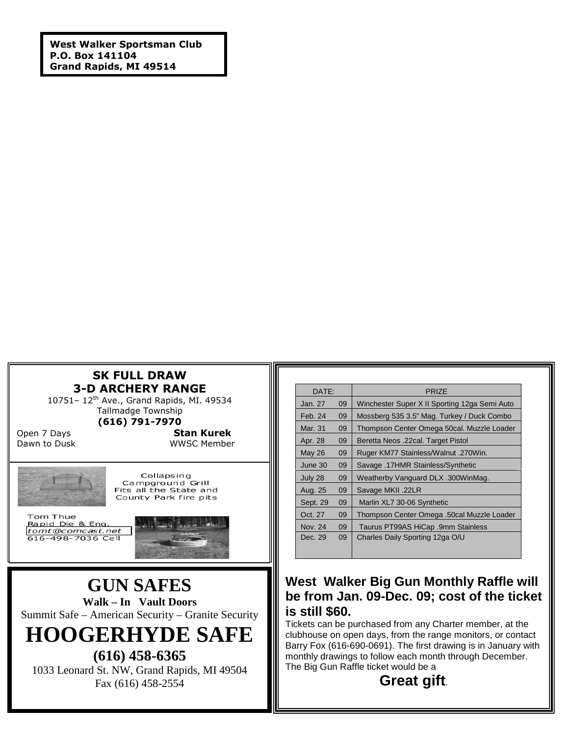**West Walker Sportsman Club**
**P.O. Box 141104**
**Grand Rapids, MI 49514**

## SK FULL DRAW
## 3-D ARCHERY RANGE

10751– 12th Ave., Grand Rapids, MI. 49534
Tallmadge Township
**(616) 791-7970**

Open 7 Days
Dawn to Dusk

**Stan Kurek**
WWSC Member

Collapsing Campground Grill
Fits all the State and County Park fire pits

Tom Thue
Rapid Die & Eng.
tomt@comcast.net
616-498-7036 Cell

# GUN SAFES

**Walk – In Vault Doors**

Summit Safe – American Security – Granite Security

# HOOGERHYDE SAFE

**(616) 458-6365**

1033 Leonard St. NW, Grand Rapids, MI 49504
Fax (616) 458-2554

| DATE: | | PRIZE |
|---|---|---|
| Jan. 27 | 09 | Winchester Super X II Sporting 12ga Semi Auto |
| Feb. 24 | 09 | Mossberg 535 3.5" Mag. Turkey / Duck Combo |
| Mar. 31 | 09 | Thompson Center Omega 50cal. Muzzle Loader |
| Apr. 28 | 09 | Beretta Neos .22cal. Target Pistol |
| May 26 | 09 | Ruger KM77 Stainless/Walnut .270Win. |
| June 30 | 09 | Savage .17HMR Stainless/Synthetic |
| July 28 | 09 | Weatherby Vanguard DLX .300WinMag. |
| Aug. 25 | 09 | Savage MKII .22LR |
| Sept. 29 | 09 | Marlin XL7 30-06 Synthetic |
| Oct. 27 | 09 | Thompson Center Omega .50cal Muzzle Loader |
| Nov. 24 | 09 | Taurus PT99AS HiCap .9mm Stainless |
| Dec. 29 | 09 | Charles Daily Sporting 12ga O/U |

### West Walker Big Gun Monthly Raffle will be from Jan. 09-Dec. 09; cost of the ticket is still $60.

Tickets can be purchased from any Charter member, at the clubhouse on open days, from the range monitors, or contact Barry Fox (616-690-0691). The first drawing is in January with monthly drawings to follow each month through December. The Big Gun Raffle ticket would be a

**Great gift**.